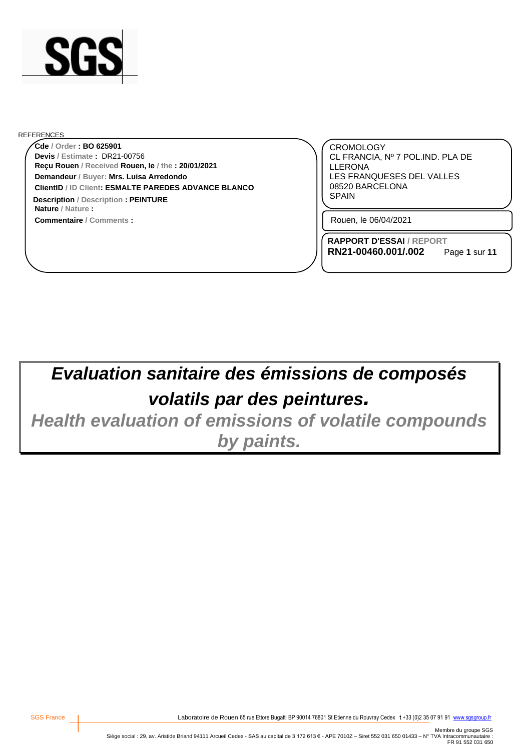SGS

REFERENCES

**Cde** / Order **: BO 625901**
**Devis** / Estimate **:** DR21-00756
**Reçu Rouen** / Received **Rouen, le** / the **: 20/01/2021**
**Demandeur** / Buyer: **Mrs. Luisa Arredondo**
**ClientID** / ID Client**: ESMALTE PAREDES ADVANCE BLANCO**
**Description** / Description **: PEINTURE**
**Nature** / Nature **:**
**Commentaire** / Comments **:**

CROMOLOGY
CL FRANCIA, Nº 7 POL.IND. PLA DE LLERONA
LES FRANQUESES DEL VALLES
08520 BARCELONA
SPAIN

Rouen, le 06/04/2021

**RAPPORT D'ESSAI** / REPORT
**RN21-00460.001/.002**

# *Evaluation sanitaire des émissions de composés volatils par des peintures.*

# *Health evaluation of emissions of volatile compounds by paints.*

SGS France — Laboratoire de Rouen 65 rue Ettore Bugatti BP 90014 76801 St Etienne du Rouvray Cedex t +33 (0)2 35 07 91 91 www.sgsgroup.fr

Membre du groupe SGS
Siège social : 29, av. Aristide Briand 94111 Arcueil Cedex - SAS au capital de 3 172 613 € - APE 7010Z – Siret 552 031 650 01433 – N° TVA Intracommunautaire : FR 91 552 031 650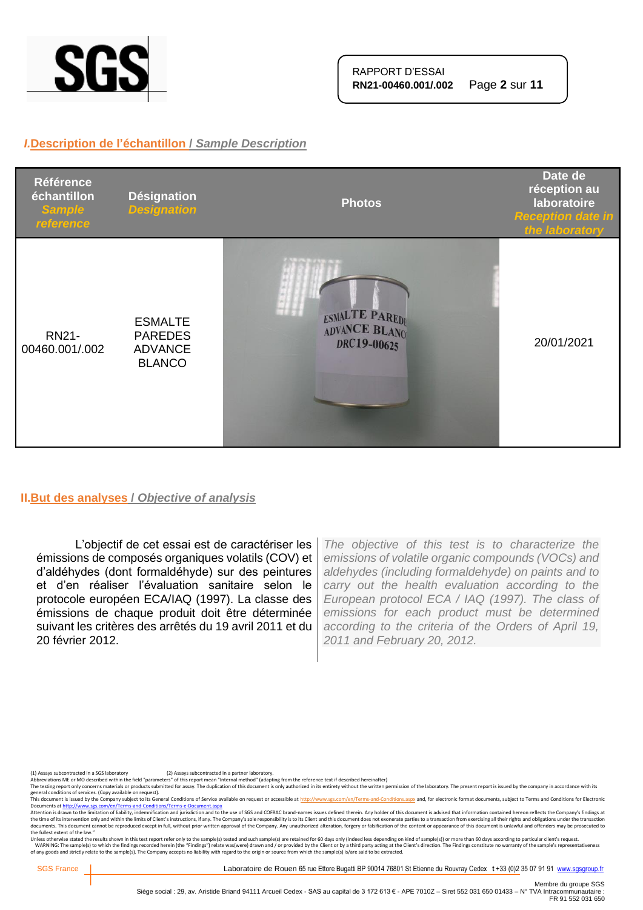## I. Description de l'échantillon / *Sample Description*

| Référence échantillon *Sample reference* | Désignation *Designation* | Photos | Date de réception au laboratoire *Reception date in the laboratory* |
|---|---|---|---|
| RN21-00460.001/.002 | ESMALTE PAREDES ADVANCE BLANCO | | 20/01/2021 |

## II. But des analyses / *Objective of analysis*

L'objectif de cet essai est de caractériser les émissions de composés organiques volatils (COV) et d'aldéhydes (dont formaldéhyde) sur des peintures et d'en réaliser l'évaluation sanitaire selon le protocole européen ECA/IAQ (1997). La classe des émissions de chaque produit doit être déterminée suivant les critères des arrêtés du 19 avril 2011 et du 20 février 2012.

*The objective of this test is to characterize the emissions of volatile organic compounds (VOCs) and aldehydes (including formaldehyde) on paints and to carry out the health evaluation according to the European protocol ECA / IAQ (1997). The class of emissions for each product must be determined according to the criteria of the Orders of April 19, 2011 and February 20, 2012.*

(1) Assays subcontracted in a SGS laboratory (2) Assays subcontracted in a partner laboratory.
Abbreviations ME or MO described within the field "parameters" of this report mean "Internal method" (adapting from the reference text if described hereinafter)
The testing report only concerns materials or products submitted for assay. The duplication of this document is only authorized in its entirety without the written permission of the laboratory. The present report is issued by the company in accordance with its general conditions of services. (Copy available on request).
This document is issued by the Company subject to its General Conditions of Service available on request or accessible at http://www.sgs.com/en/Terms-and-Conditions.aspx and, for electronic format documents, subject to Terms and Conditions for Electronic Documents at http://www.sgs.com/en/Terms-and-Conditions/Terms-e-Document.aspx
Attention is drawn to the limitation of liability, indemnification and jurisdiction and to the use of SGS and COFRAC brand-names issues defined therein. Any holder of this document is advised that information contained hereon reflects the Company's findings at the time of its intervention only and within the limits of Client's instructions, if any. The Company's sole responsibility is to its Client and this document does not exonerate parties to a transaction from exercising all their rights and obligations under the transaction documents. This document cannot be reproduced except in full, without prior written approval of the Company. Any unauthorized alteration, forgery or falsification of the content or appearance of this document is unlawful and offenders may be prosecuted to the fullest extent of the law."
Unless otherwise stated the results shown in this test report refer only to the sample(s) tested and such sample(s) are retained for 60 days only (indeed less depending on kind of sample(s)) or more than 60 days according to particular client's request.
WARNING: The sample(s) to which the findings recorded herein (the "Findings") relate was(were) drawn and / or provided by the Client or by a third party acting at the Client's direction. The Findings constitute no warranty of the sample's representativeness of any goods and strictly relate to the sample(s). The Company accepts no liability with regard to the origin or source from which the sample(s) is/are said to be extracted.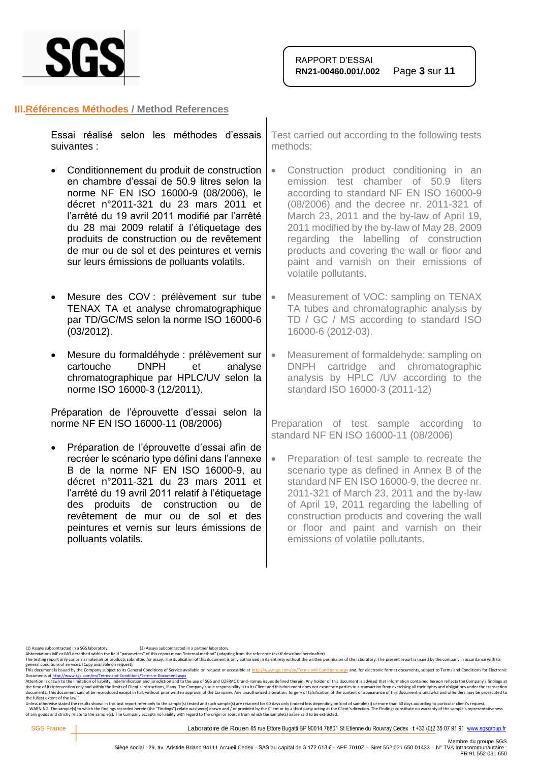## III. Références Méthodes / Method References

Essai réalisé selon les méthodes d'essais suivantes :

- Conditionnement du produit de construction en chambre d'essai de 50.9 litres selon la norme NF EN ISO 16000-9 (08/2006), le décret n°2011-321 du 23 mars 2011 et l'arrêté du 19 avril 2011 modifié par l'arrêté du 28 mai 2009 relatif à l'étiquetage des produits de construction ou de revêtement de mur ou de sol et des peintures et vernis sur leurs émissions de polluants volatils.

- Mesure des COV : prélèvement sur tube TENAX TA et analyse chromatographique par TD/GC/MS selon la norme ISO 16000-6 (03/2012).

- Mesure du formaldéhyde : prélèvement sur cartouche DNPH et analyse chromatographique par HPLC/UV selon la norme ISO 16000-3 (12/2011).

Préparation de l'éprouvette d'essai selon la norme NF EN ISO 16000-11 (08/2006)

- Préparation de l'éprouvette d'essai afin de recréer le scénario type défini dans l'annexe B de la norme NF EN ISO 16000-9, au décret n°2011-321 du 23 mars 2011 et l'arrêté du 19 avril 2011 relatif à l'étiquetage des produits de construction ou de revêtement de mur ou de sol et des peintures et vernis sur leurs émissions de polluants volatils.

Test carried out according to the following tests methods:

- Construction product conditioning in an emission test chamber of 50.9 liters according to standard NF EN ISO 16000-9 (08/2006) and the decree nr. 2011-321 of March 23, 2011 and the by-law of April 19, 2011 modified by the by-law of May 28, 2009 regarding the labelling of construction products and covering the wall or floor and paint and varnish on their emissions of volatile pollutants.

- Measurement of VOC: sampling on TENAX TA tubes and chromatographic analysis by TD / GC / MS according to standard ISO 16000-6 (2012-03).

- Measurement of formaldehyde: sampling on DNPH cartridge and chromatographic analysis by HPLC /UV according to the standard ISO 16000-3 (2011-12)

Preparation of test sample according to standard NF EN ISO 16000-11 (08/2006)

- Preparation of test sample to recreate the scenario type as defined in Annex B of the standard NF EN ISO 16000-9, the decree nr. 2011-321 of March 23, 2011 and the by-law of April 19, 2011 regarding the labelling of construction products and covering the wall or floor and paint and varnish on their emissions of volatile pollutants.

(1) Assays subcontracted in a SGS laboratory (2) Assays subcontracted in a partner laboratory.
Abbreviations ME or MO described within the field "parameters" of this report mean "Internal method" (adapting from the reference text if described hereinafter)
The testing report only concerns materials or products submitted for assay. The duplication of this document is only authorized in its entirety without the written permission of the laboratory. The present report is issued by the company in accordance with its general conditions of services. (Copy available on request).
This document is issued by the Company subject to its General Conditions of Service available on request or accessible at http://www.sgs.com/en/Terms-and-Conditions.aspx and, for electronic format documents, subject to Terms and Conditions for Electronic Documents at http://www.sgs.com/en/Terms-and-Conditions/Terms-e-Document.aspx
Attention is drawn to the limitation of liability, indemnification and jurisdiction and to the use of SGS and COFRAC brand-names issues defined therein. Any holder of this document is advised that information contained hereon reflects the Company's findings at the time of its intervention only and within the limits of Client's instructions, if any. The Company's sole responsibility is to its Client and this document does not exonerate parties to a transaction from exercising all their rights and obligations under the transaction documents. This document cannot be reproduced except in full, without prior written approval of the Company. Any unauthorized alteration, forgery or falsification of the content or appearance of this document is unlawful and offenders may be prosecuted to the fullest extent of the law."
Unless otherwise stated the results shown in this test report refer only to the sample(s) tested and such sample(s) are retained for 60 days only (indeed less depending on kind of sample(s)) or more than 60 days according to particular client's request.
WARNING: The sample(s) to which the findings recorded herein (the "Findings") relate was(were) drawn and / or provided by the Client or by a third party acting at the Client's direction. The Findings constitute no warranty of the sample's representativeness of any goods and strictly relate to the sample(s). The Company accepts no liability with regard to the origin or source from which the sample(s) is/are said to be extracted.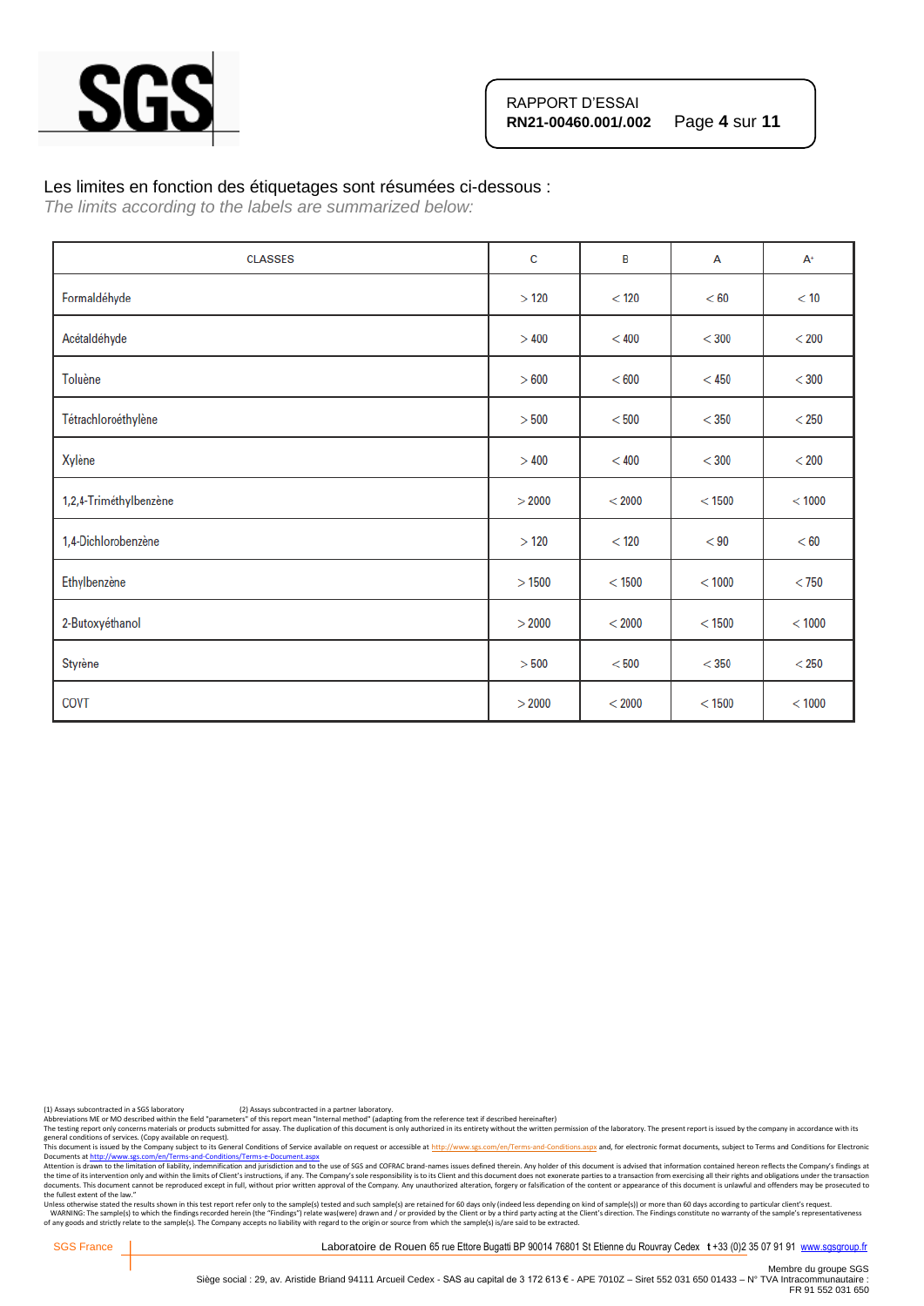Les limites en fonction des étiquetages sont résumées ci-dessous :

*The limits according to the labels are summarized below:*

| CLASSES | C | B | A | A+ |
|---|---|---|---|---|
| Formaldéhyde | > 120 | < 120 | < 60 | < 10 |
| Acétaldéhyde | > 400 | < 400 | < 300 | < 200 |
| Toluène | > 600 | < 600 | < 450 | < 300 |
| Tétrachloroéthylène | > 500 | < 500 | < 350 | < 250 |
| Xylène | > 400 | < 400 | < 300 | < 200 |
| 1,2,4-Triméthylbenzène | > 2000 | < 2000 | < 1500 | < 1000 |
| 1,4-Dichlorobenzène | > 120 | < 120 | < 90 | < 60 |
| Ethylbenzène | > 1500 | < 1500 | < 1000 | < 750 |
| 2-Butoxyéthanol | > 2000 | < 2000 | < 1500 | < 1000 |
| Styrène | > 500 | < 500 | < 350 | < 250 |
| COVT | > 2000 | < 2000 | < 1500 | < 1000 |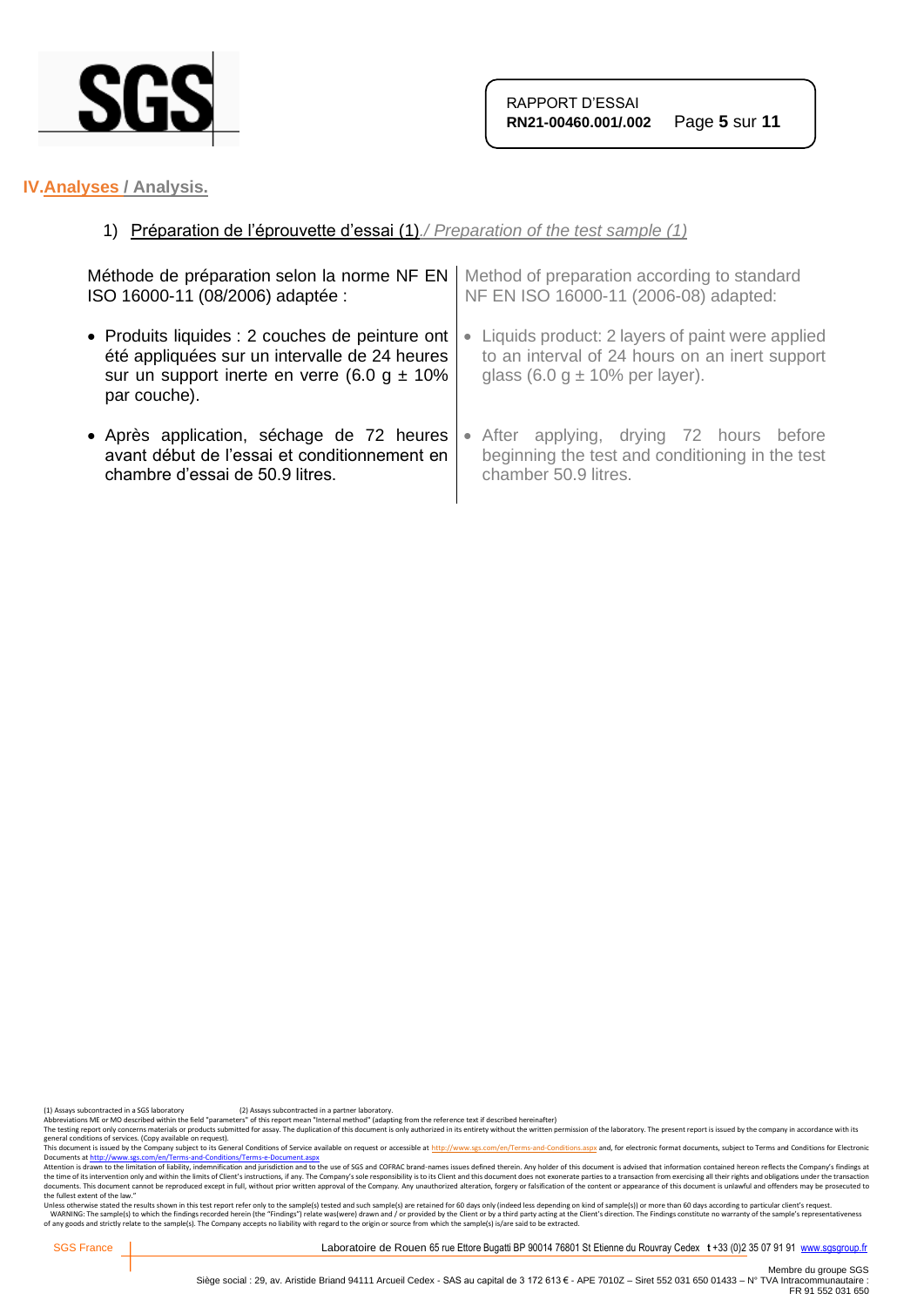## IV. Analyses / Analysis.

### 1) Préparation de l'éprouvette d'essai (1) / *Preparation of the test sample (1)*

| Français | English |
|---|---|
| Méthode de préparation selon la norme NF EN ISO 16000-11 (08/2006) adaptée : | Method of preparation according to standard NF EN ISO 16000-11 (2006-08) adapted: |
| • Produits liquides : 2 couches de peinture ont été appliquées sur un intervalle de 24 heures sur un support inerte en verre (6.0 g ± 10% par couche). | • Liquids product: 2 layers of paint were applied to an interval of 24 hours on an inert support glass (6.0 g ± 10% per layer). |
| • Après application, séchage de 72 heures avant début de l'essai et conditionnement en chambre d'essai de 50.9 litres. | • After applying, drying 72 hours before beginning the test and conditioning in the test chamber 50.9 litres. |

(1) Assays subcontracted in a SGS laboratory (2) Assays subcontracted in a partner laboratory.

Abbreviations ME or MO described within the field "parameters" of this report mean "Internal method" (adapting from the reference text if described hereinafter)

The testing report only concerns materials or products submitted for assay. The duplication of this document is only authorized in its entirety without the written permission of the laboratory. The present report is issued by the company in accordance with its general conditions of services. (Copy available on request).

This document is issued by the Company subject to its General Conditions of Service available on request or accessible at http://www.sgs.com/en/Terms-and-Conditions.aspx and, for electronic format documents, subject to Terms and Conditions for Electronic Documents at http://www.sgs.com/en/Terms-and-Conditions/Terms-e-Document.aspx

Attention is drawn to the limitation of liability, indemnification and jurisdiction and to the use of SGS and COFRAC brand-names issues defined therein. Any holder of this document is advised that information contained hereon reflects the Company's findings at the time of its intervention only and within the limits of Client's instructions, if any. The Company's sole responsibility is to its Client and this document does not exonerate parties to a transaction from exercising all their rights and obligations under the transaction documents. This document cannot be reproduced except in full, without prior written approval of the Company. Any unauthorized alteration, forgery or falsification of the content or appearance of this document is unlawful and offenders may be prosecuted to the fullest extent of the law."

Unless otherwise stated the results shown in this test report refer only to the sample(s) tested and such sample(s) are retained for 60 days only (indeed less depending on kind of sample(s)) or more than 60 days according to particular client's request.

WARNING: The sample(s) to which the findings recorded herein (the "Findings") relate was(were) drawn and / or provided by the Client or by a third party acting at the Client's direction. The Findings constitute no warranty of the sample's representativeness of any goods and strictly relate to the sample(s). The Company accepts no liability with regard to the origin or source from which the sample(s) is/are said to be extracted.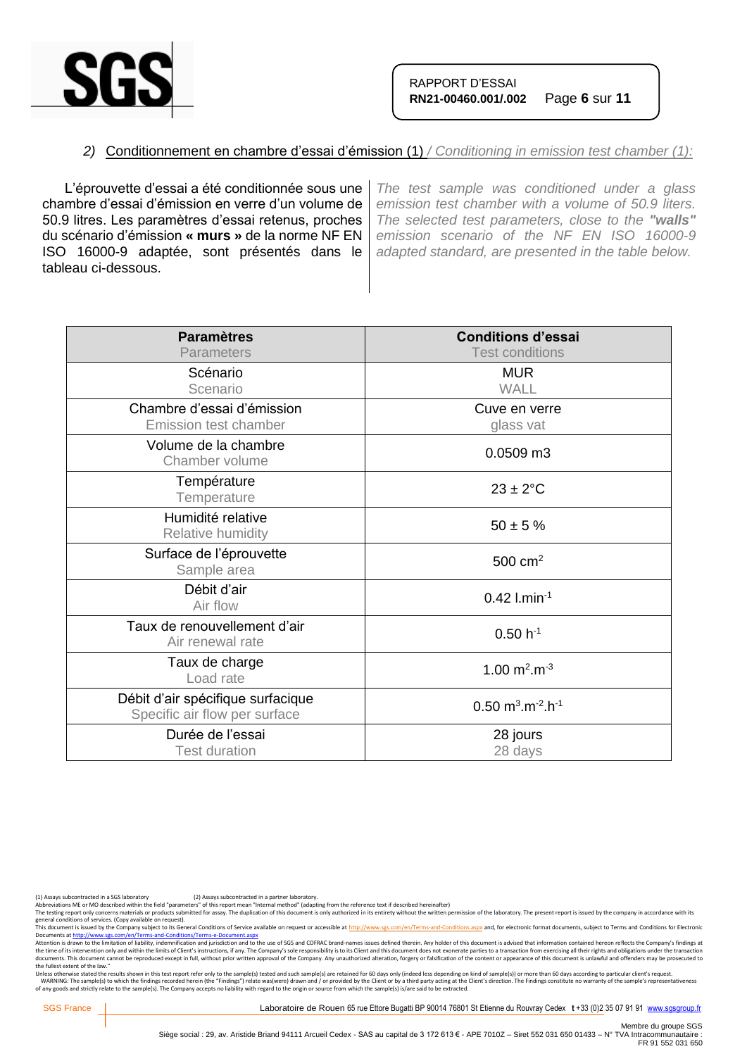## 2) Conditionnement en chambre d'essai d'émission (1) / *Conditioning in emission test chamber (1):*

L'éprouvette d'essai a été conditionnée sous une chambre d'essai d'émission en verre d'un volume de 50.9 litres. Les paramètres d'essai retenus, proches du scénario d'émission **« murs »** de la norme NF EN ISO 16000-9 adaptée, sont présentés dans le tableau ci-dessous.

*The test sample was conditioned under a glass emission test chamber with a volume of 50.9 liters. The selected test parameters, close to the **"walls"** emission scenario of the NF EN ISO 16000-9 adapted standard, are presented in the table below.*

| **Paramètres** Parameters | **Conditions d'essai** Test conditions |
|---|---|
| Scénario Scenario | MUR WALL |
| Chambre d'essai d'émission Emission test chamber | Cuve en verre glass vat |
| Volume de la chambre Chamber volume | 0.0509 m3 |
| Température Temperature | 23 ± 2°C |
| Humidité relative Relative humidity | 50 ± 5 % |
| Surface de l'éprouvette Sample area | 500 $cm^2$ |
| Débit d'air Air flow | 0.42 $l.min^{-1}$ |
| Taux de renouvellement d'air Air renewal rate | 0.50 $h^{-1}$ |
| Taux de charge Load rate | 1.00 $m^2.m^{-3}$ |
| Débit d'air spécifique surfacique Specific air flow per surface | 0.50 $m^3.m^{-2}.h^{-1}$ |
| Durée de l'essai Test duration | 28 jours 28 days |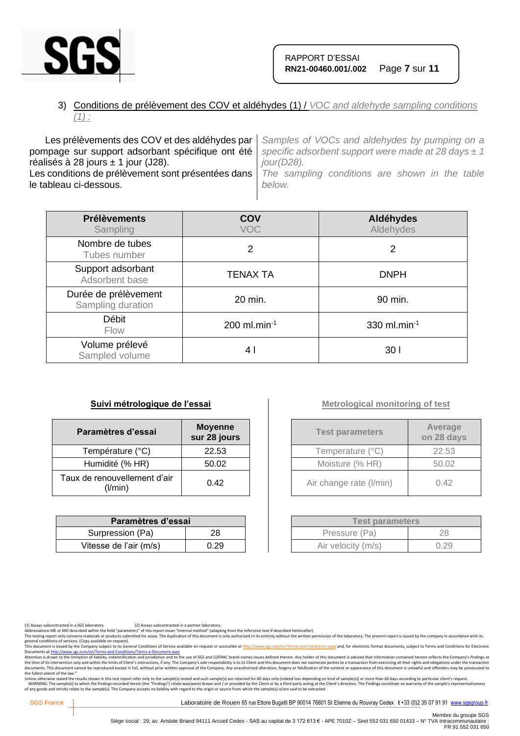### 3) Conditions de prélèvement des COV et aldéhydes (1) / *VOC and aldehyde sampling conditions (1) :*

Les prélèvements des COV et des aldéhydes par pompage sur support adsorbant spécifique ont été réalisés à 28 jours ± 1 jour (J28).
Les conditions de prélèvement sont présentées dans le tableau ci-dessous.

*Samples of VOCs and aldehydes by pumping on a specific adsorbent support were made at 28 days ± 1 jour(D28).*
*The sampling conditions are shown in the table below.*

| Prélèvements<br>Sampling | COV<br>VOC | Aldéhydes<br>Aldehydes |
|---|---|---|
| Nombre de tubes<br>Tubes number | 2 | 2 |
| Support adsorbant<br>Adsorbent base | TENAX TA | DNPH |
| Durée de prélèvement<br>Sampling duration | 20 min. | 90 min. |
| Débit<br>Flow | 200 $ml.min^{-1}$ | 330 $ml.min^{-1}$ |
| Volume prélevé<br>Sampled volume | 4 l | 30 l |

**Suivi métrologique de l'essai**

| Paramètres d'essai | Moyenne sur 28 jours |
|---|---|
| Température (°C) | 22.53 |
| Humidité (% HR) | 50.02 |
| Taux de renouvellement d'air (l/min) | 0.42 |

| Paramètres d'essai | |
|---|---|
| Surpression (Pa) | 28 |
| Vitesse de l'air (m/s) | 0.29 |

**Metrological monitoring of test**

| Test parameters | Average on 28 days |
|---|---|
| Temperature (°C) | 22.53 |
| Moisture (% HR) | 50.02 |
| Air change rate (l/min) | 0.42 |

| Test parameters | |
|---|---|
| Pressure (Pa) | 28 |
| Air velocity (m/s) | 0.29 |

(1) Assays subcontracted in a SGS laboratory (2) Assays subcontracted in a partner laboratory.
Abbreviations ME or MO described within the field "parameters" of this report mean "Internal method" (adapting from the reference text if described hereinafter)
The testing report only concerns materials or products submitted for assay. The duplication of this document is only authorized in its entirety without the written permission of the laboratory. The present report is issued by the company in accordance with its general conditions of services. (Copy available on request).
This document is issued by the Company subject to its General Conditions of Service available on request or accessible at http://www.sgs.com/en/Terms-and-Conditions.aspx and, for electronic format documents, subject to Terms and Conditions for Electronic Documents at http://www.sgs.com/en/Terms-and-Conditions/Terms-e-Document.aspx
Attention is drawn to the limitation of liability, indemnification and jurisdiction and to the use of SGS and COFRAC brand-names issues defined therein. Any holder of this document is advised that information contained hereon reflects the Company's findings at the time of its intervention only and within the limits of Client's instructions, if any. The Company's sole responsibility is to its Client and this document does not exonerate parties to a transaction from exercising all their rights and obligations under the transaction documents. This document cannot be reproduced except in full, without prior written approval of the Company. Any unauthorized alteration, forgery or falsification of the content or appearance of this document is unlawful and offenders may be prosecuted to the fullest extent of the law."
Unless otherwise stated the results shown in this test report refer only to the sample(s) tested and such sample(s) are retained for 60 days only (indeed less depending on kind of sample(s)) or more than 60 days according to particular client's request.
WARNING: The sample(s) to which the findings recorded herein (the "Findings") relate was(were) drawn and / or provided by the Client or by a third party acting at the Client's direction. The Findings constitute no warranty of the sample's representativeness of any goods and strictly relate to the sample(s). The Company accepts no liability with regard to the origin or source from which the sample(s) is/are said to be extracted.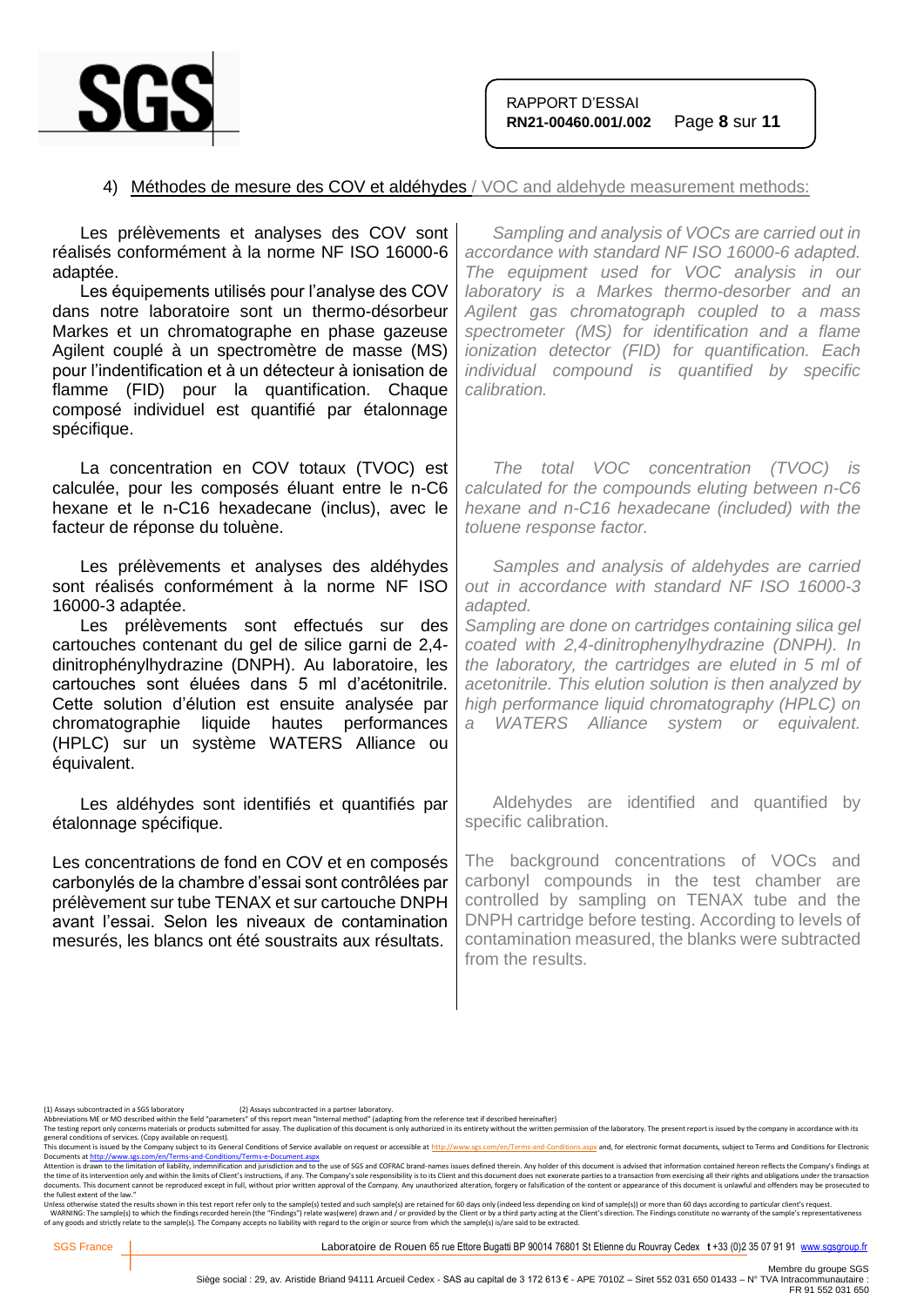## 4) Méthodes de mesure des COV et aldéhydes / VOC and aldehyde measurement methods:

Les prélèvements et analyses des COV sont réalisés conformément à la norme NF ISO 16000-6 adaptée.

Les équipements utilisés pour l'analyse des COV dans notre laboratoire sont un thermo-désorbeur Markes et un chromatographe en phase gazeuse Agilent couplé à un spectromètre de masse (MS) pour l'indentification et à un détecteur à ionisation de flamme (FID) pour la quantification. Chaque composé individuel est quantifié par étalonnage spécifique.

*Sampling and analysis of VOCs are carried out in accordance with standard NF ISO 16000-6 adapted. The equipment used for VOC analysis in our laboratory is a Markes thermo-desorber and an Agilent gas chromatograph coupled to a mass spectrometer (MS) for identification and a flame ionization detector (FID) for quantification. Each individual compound is quantified by specific calibration.*

La concentration en COV totaux (TVOC) est calculée, pour les composés éluant entre le n-C6 hexane et le n-C16 hexadecane (inclus), avec le facteur de réponse du toluène.

*The total VOC concentration (TVOC) is calculated for the compounds eluting between n-C6 hexane and n-C16 hexadecane (included) with the toluene response factor.*

Les prélèvements et analyses des aldéhydes sont réalisés conformément à la norme NF ISO 16000-3 adaptée.

Les prélèvements sont effectués sur des cartouches contenant du gel de silice garni de 2,4-dinitrophénylhydrazine (DNPH). Au laboratoire, les cartouches sont éluées dans 5 ml d'acétonitrile. Cette solution d'élution est ensuite analysée par chromatographie liquide hautes performances (HPLC) sur un système WATERS Alliance ou équivalent.

*Samples and analysis of aldehydes are carried out in accordance with standard NF ISO 16000-3 adapted. Sampling are done on cartridges containing silica gel coated with 2,4-dinitrophenylhydrazine (DNPH). In the laboratory, the cartridges are eluted in 5 ml of acetonitrile. This elution solution is then analyzed by high performance liquid chromatography (HPLC) on a WATERS Alliance system or equivalent.*

Les aldéhydes sont identifiés et quantifiés par étalonnage spécifique.

Aldehydes are identified and quantified by specific calibration.

Les concentrations de fond en COV et en composés carbonylés de la chambre d'essai sont contrôlées par prélèvement sur tube TENAX et sur cartouche DNPH avant l'essai. Selon les niveaux de contamination mesurés, les blancs ont été soustraits aux résultats.

The background concentrations of VOCs and carbonyl compounds in the test chamber are controlled by sampling on TENAX tube and the DNPH cartridge before testing. According to levels of contamination measured, the blanks were subtracted from the results.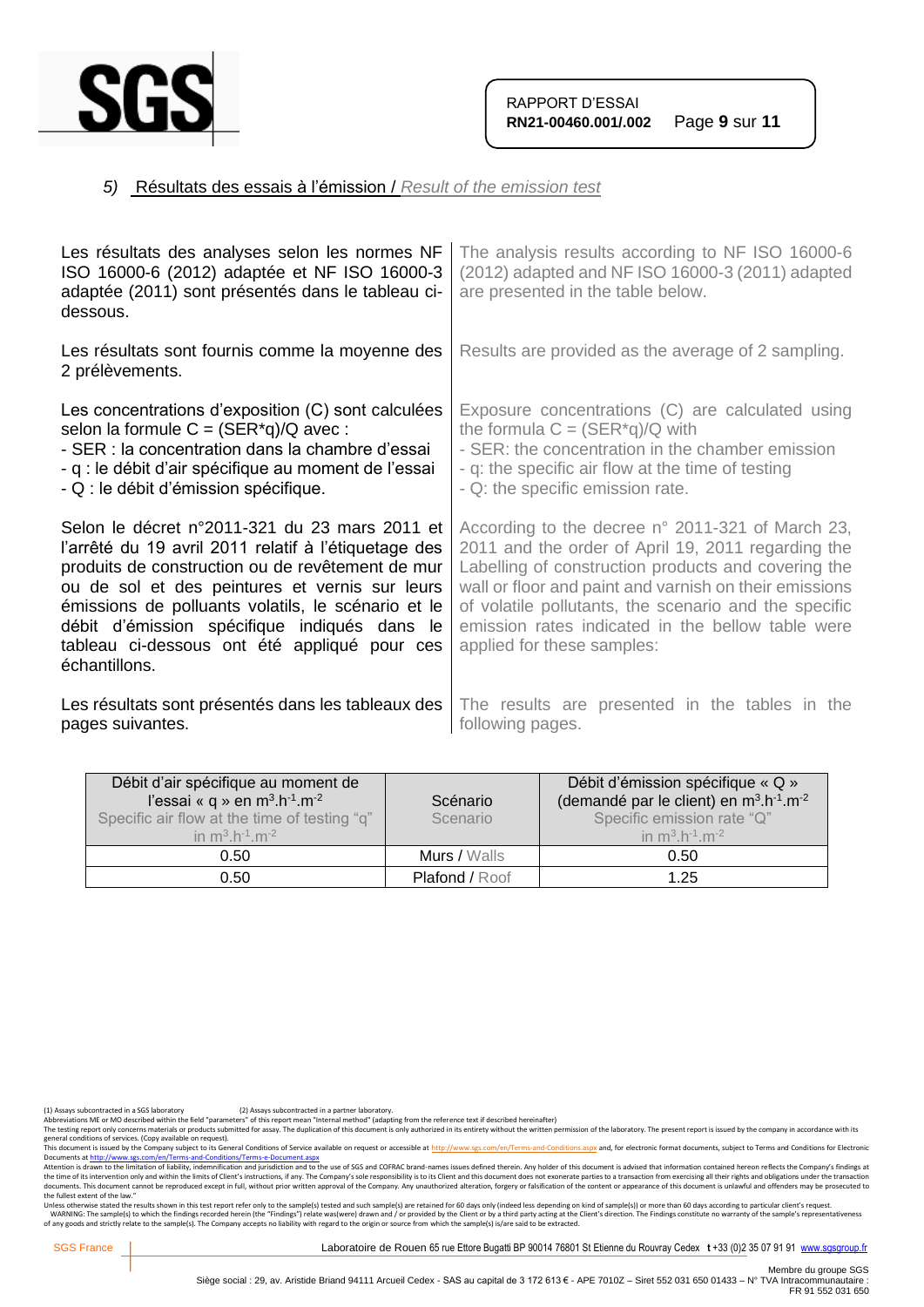## 5) Résultats des essais à l'émission / *Result of the emission test*

Les résultats des analyses selon les normes NF ISO 16000-6 (2012) adaptée et NF ISO 16000-3 adaptée (2011) sont présentés dans le tableau ci-dessous.

The analysis results according to NF ISO 16000-6 (2012) adapted and NF ISO 16000-3 (2011) adapted are presented in the table below.

Les résultats sont fournis comme la moyenne des 2 prélèvements.

Results are provided as the average of 2 sampling.

Les concentrations d'exposition (C) sont calculées selon la formule C = (SER*q)/Q avec :

- SER : la concentration dans la chambre d'essai
- q : le débit d'air spécifique au moment de l'essai
- Q : le débit d'émission spécifique.

Exposure concentrations (C) are calculated using the formula C = (SER*q)/Q with

- SER: the concentration in the chamber emission
- q: the specific air flow at the time of testing
- Q: the specific emission rate.

Selon le décret n°2011-321 du 23 mars 2011 et l'arrêté du 19 avril 2011 relatif à l'étiquetage des produits de construction ou de revêtement de mur ou de sol et des peintures et vernis sur leurs émissions de polluants volatils, le scénario et le débit d'émission spécifique indiqués dans le tableau ci-dessous ont été appliqué pour ces échantillons.

According to the decree n° 2011-321 of March 23, 2011 and the order of April 19, 2011 regarding the Labelling of construction products and covering the wall or floor and paint and varnish on their emissions of volatile pollutants, the scenario and the specific emission rates indicated in the bellow table were applied for these samples:

Les résultats sont présentés dans les tableaux des pages suivantes.

The results are presented in the tables in the following pages.

| Débit d'air spécifique au moment de l'essai « q » en $m^3.h^{-1}.m^{-2}$ Specific air flow at the time of testing "q" in $m^3.h^{-1}.m^{-2}$ | Scénario Scenario | Débit d'émission spécifique « Q » (demandé par le client) en $m^3.h^{-1}.m^{-2}$ Specific emission rate "Q" in $m^3.h^{-1}.m^{-2}$ |
|---|---|---|
| 0.50 | Murs / Walls | 0.50 |
| 0.50 | Plafond / Roof | 1.25 |

(1) Assays subcontracted in a SGS laboratory (2) Assays subcontracted in a partner laboratory.
Abbreviations ME or MO described within the field "parameters" of this report mean "Internal method" (adapting from the reference text if described hereinafter)
The testing report only concerns materials or products submitted for assay. The duplication of this document is only authorized in its entirety without the written permission of the laboratory. The present report is issued by the company in accordance with its general conditions of services. (Copy available on request).
This document is issued by the Company subject to its General Conditions of Service available on request or accessible at http://www.sgs.com/en/Terms-and-Conditions.aspx and, for electronic format documents, subject to Terms and Conditions for Electronic Documents at http://www.sgs.com/en/Terms-and-Conditions/Terms-e-Document.aspx
Attention is drawn to the limitation of liability, indemnification and jurisdiction and to the use of SGS and COFRAC brand-names issues defined therein. Any holder of this document is advised that information contained hereon reflects the Company's findings at the time of its intervention only and within the limits of Client's instructions, if any. The Company's sole responsibility is to its Client and this document does not exonerate parties to a transaction from exercising all their rights and obligations under the transaction documents. This document cannot be reproduced except in full, without prior written approval of the Company. Any unauthorized alteration, forgery or falsification of the content or appearance of this document is unlawful and offenders may be prosecuted to the fullest extent of the law."
Unless otherwise stated the results shown in this test report refer only to the sample(s) tested and such sample(s) are retained for 60 days only (indeed less depending on kind of sample(s)) or more than 60 days according to particular client's request.
WARNING: The sample(s) to which the findings recorded herein (the "Findings") relate was(were) drawn and / or provided by the Client or by a third party acting at the Client's direction. The Findings constitute no warranty of the sample's representativeness of any goods and strictly relate to the sample(s). The Company accepts no liability with regard to the origin or source from which the sample(s) is/are said to be extracted.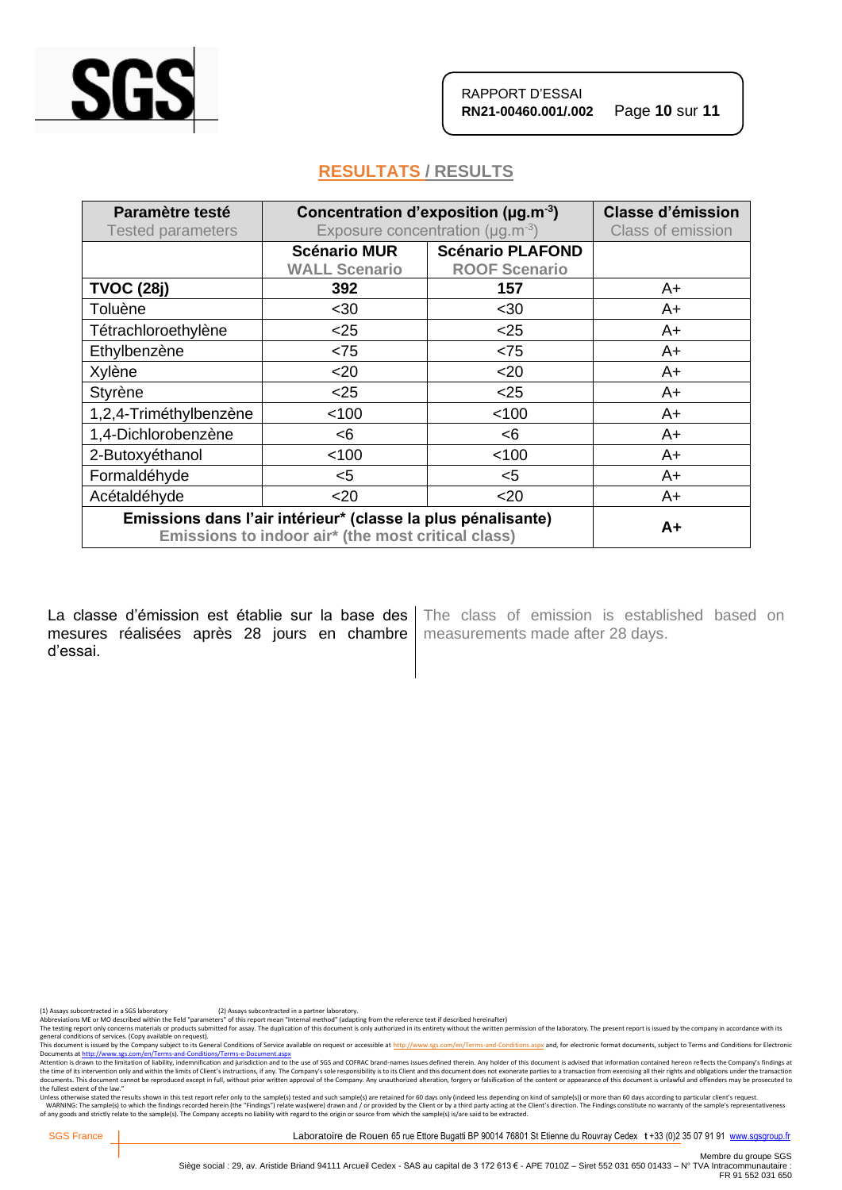## RESULTATS / RESULTS

| Paramètre testé<br>Tested parameters | Concentration d'exposition (µg.m$^{-3}$)<br>Exposure concentration (µg.m$^{-3}$) | | Classe d'émission<br>Class of emission |
|---|---|---|---|
| | Scénario MUR<br>WALL Scenario | Scénario PLAFOND<br>ROOF Scenario | |
| **TVOC (28j)** | **392** | **157** | A+ |
| Toluène | <30 | <30 | A+ |
| Tétrachloroethylène | <25 | <25 | A+ |
| Ethylbenzène | <75 | <75 | A+ |
| Xylène | <20 | <20 | A+ |
| Styrène | <25 | <25 | A+ |
| 1,2,4-Triméthylbenzène | <100 | <100 | A+ |
| 1,4-Dichlorobenzène | <6 | <6 | A+ |
| 2-Butoxyéthanol | <100 | <100 | A+ |
| Formaldéhyde | <5 | <5 | A+ |
| Acétaldéhyde | <20 | <20 | A+ |
| **Emissions dans l'air intérieur\* (classe la plus pénalisante)**<br>**Emissions to indoor air\* (the most critical class)** | | | **A+** |

La classe d'émission est établie sur la base des mesures réalisées après 28 jours en chambre d'essai.

The class of emission is established based on measurements made after 28 days.

(1) Assays subcontracted in a SGS laboratory (2) Assays subcontracted in a partner laboratory.
Abbreviations ME or MO described within the field "parameters" of this report mean "Internal method" (adapting from the reference text if described hereinafter)
The testing report only concerns materials or products submitted for assay. The duplication of this document is only authorized in its entirety without the written permission of the laboratory. The present report is issued by the company in accordance with its general conditions of services. (Copy available on request).
This document is issued by the Company subject to its General Conditions of Service available on request or accessible at http://www.sgs.com/en/Terms-and-Conditions.aspx and, for electronic format documents, subject to Terms and Conditions for Electronic Documents at http://www.sgs.com/en/Terms-and-Conditions/Terms-e-Document.aspx
Attention is drawn to the limitation of liability, indemnification and jurisdiction and to the use of SGS and COFRAC brand-names issues defined therein. Any holder of this document is advised that information contained hereon reflects the Company's findings at the time of its intervention only and within the limits of Client's instructions, if any. The Company's sole responsibility is to its Client and this document does not exonerate parties to a transaction from exercising all their rights and obligations under the transaction documents. This document cannot be reproduced except in full, without prior written approval of the Company. Any unauthorized alteration, forgery or falsification of the content or appearance of this document is unlawful and offenders may be prosecuted to the fullest extent of the law."
Unless otherwise stated the results shown in this test report refer only to the sample(s) tested and such sample(s) are retained for 60 days only (indeed less depending on kind of sample(s)) or more than 60 days according to particular client's request.
WARNING: The sample(s) to which the findings recorded herein (the "Findings") relate was(were) drawn and / or provided by the Client or by a third party acting at the Client's direction. The Findings constitute no warranty of the sample's representativeness of any goods and strictly relate to the sample(s). The Company accepts no liability with regard to the origin or source from which the sample(s) is/are said to be extracted.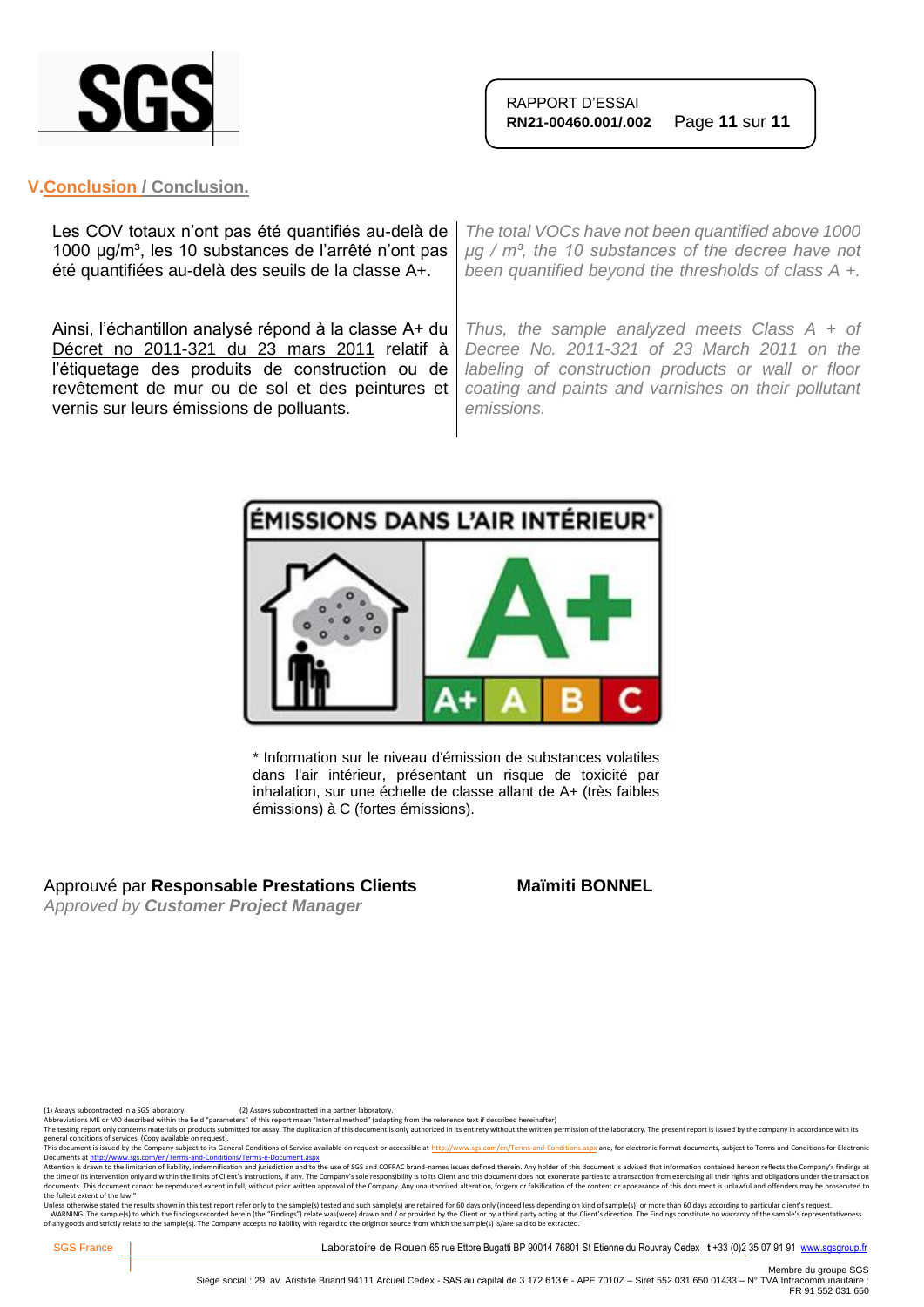## V. Conclusion / Conclusion.

Les COV totaux n'ont pas été quantifiés au-delà de 1000 µg/m³, les 10 substances de l'arrêté n'ont pas été quantifiées au-delà des seuils de la classe A+.

*The total VOCs have not been quantified above 1000 µg / m³, the 10 substances of the decree have not been quantified beyond the thresholds of class A +.*

Ainsi, l'échantillon analysé répond à la classe A+ du Décret no 2011-321 du 23 mars 2011 relatif à l'étiquetage des produits de construction ou de revêtement de mur ou de sol et des peintures et vernis sur leurs émissions de polluants.

*Thus, the sample analyzed meets Class A + of Decree No. 2011-321 of 23 March 2011 on the labeling of construction products or wall or floor coating and paints and varnishes on their pollutant emissions.*

ÉMISSIONS DANS L'AIR INTÉRIEUR*

A+

A+ A B C

* Information sur le niveau d'émission de substances volatiles dans l'air intérieur, présentant un risque de toxicité par inhalation, sur une échelle de classe allant de A+ (très faibles émissions) à C (fortes émissions).

Approuvé par **Responsable Prestations Clients** **Maïmiti BONNEL**

*Approved by* ***Customer Project Manager***

(1) Assays subcontracted in a SGS laboratory (2) Assays subcontracted in a partner laboratory.
Abbreviations ME or MO described within the field "parameters" of this report mean "Internal method" (adapting from the reference text if described hereinafter)
The testing report only concerns materials or products submitted for assay. The duplication of this document is only authorized in its entirety without the written permission of the laboratory. The present report is issued by the company in accordance with its general conditions of services. (Copy available on request).
This document is issued by the Company subject to its General Conditions of Service available on request or accessible at http://www.sgs.com/en/Terms-and-Conditions.aspx and, for electronic format documents, subject to Terms and Conditions for Electronic Documents at http://www.sgs.com/en/Terms-and-Conditions/Terms-e-Document.aspx
Attention is drawn to the limitation of liability, indemnification and jurisdiction and to the use of SGS and COFRAC brand-names issues defined therein. Any holder of this document is advised that information contained hereon reflects the Company's findings at the time of its intervention only and within the limits of Client's instructions, if any. The Company's sole responsibility is to its Client and this document does not exonerate parties to a transaction from exercising all their rights and obligations under the transaction documents. This document cannot be reproduced except in full, without prior written approval of the Company. Any unauthorized alteration, forgery or falsification of the content or appearance of this document is unlawful and offenders may be prosecuted to the fullest extent of the law."
Unless otherwise stated the results shown in this test report refer only to the sample(s) tested and such sample(s) are retained for 60 days only (indeed less depending on kind of sample(s)) or more than 60 days according to particular client's request.
WARNING: The sample(s) to which the findings recorded herein (the "Findings") relate was(were) drawn and / or provided by the Client or by a third party acting at the Client's direction. The Findings constitute no warranty of the sample's representativeness of any goods and strictly relate to the sample(s). The Company accepts no liability with regard to the origin or source from which the sample(s) is/are said to be extracted.